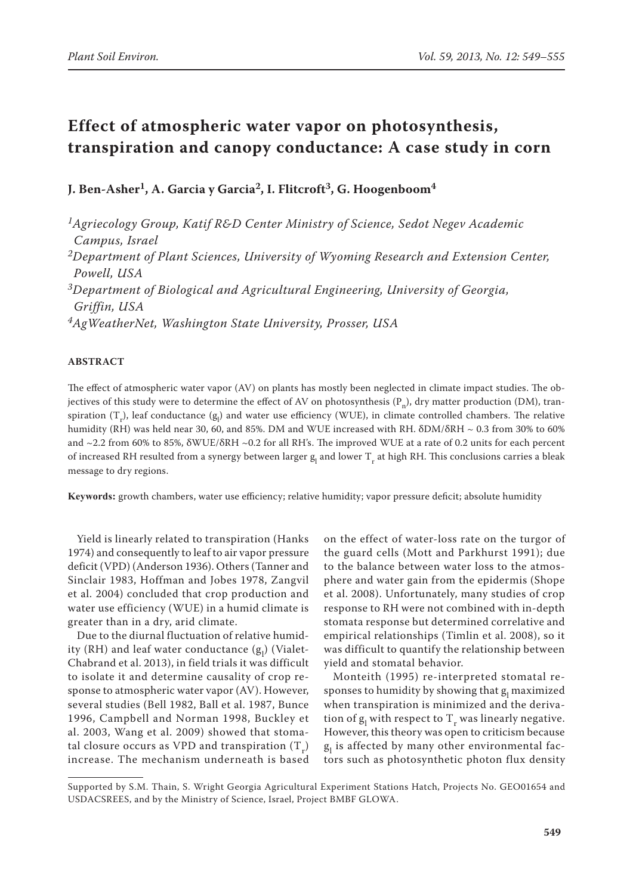# Effect of atmospheric water vapor on photosynthesis, transpiration and canopy conductance: A case study in corn

**J. Ben-Asher[1], A. Garcia y Garcia[2], I. Flitcroft[3], G. Hoogenboom[4]**

*[1]Agriecology Group, Katif R&D Center Ministry of Science, Sedot Negev Academic Campus, Israel*
*[2]Department of Plant Sciences, University of Wyoming Research and Extension Center, Powell, USA*
*[3]Department of Biological and Agricultural Engineering, University of Georgia, Griffin, USA*
*[4]AgWeatherNet, Washington State University, Prosser, USA*

## ABSTRACT

The effect of atmospheric water vapor (AV) on plants has mostly been neglected in climate impact studies. The objectives of this study were to determine the effect of AV on photosynthesis ($P_n$), dry matter production (DM), transpiration ($T_r$), leaf conductance ($g_l$) and water use efficiency (WUE), in climate controlled chambers. The relative humidity (RH) was held near 30, 60, and 85%. DM and WUE increased with RH. $\delta DM/\delta RH \sim 0.3$ from 30% to 60% and ~2.2 from 60% to 85%, $\delta WUE/\delta RH \sim 0.2$ for all RH's. The improved WUE at a rate of 0.2 units for each percent of increased RH resulted from a synergy between larger $g_l$ and lower $T_r$ at high RH. This conclusions carries a bleak message to dry regions.

**Keywords:** growth chambers, water use efficiency; relative humidity; vapor pressure deficit; absolute humidity

Yield is linearly related to transpiration (Hanks 1974) and consequently to leaf to air vapor pressure deficit (VPD) (Anderson 1936). Others (Tanner and Sinclair 1983, Hoffman and Jobes 1978, Zangvil et al. 2004) concluded that crop production and water use efficiency (WUE) in a humid climate is greater than in a dry, arid climate.

Due to the diurnal fluctuation of relative humidity (RH) and leaf water conductance ($g_l$) (Vialet-Chabrand et al. 2013), in field trials it was difficult to isolate it and determine causality of crop response to atmospheric water vapor (AV). However, several studies (Bell 1982, Ball et al. 1987, Bunce 1996, Campbell and Norman 1998, Buckley et al. 2003, Wang et al. 2009) showed that stomatal closure occurs as VPD and transpiration ($T_r$) increase. The mechanism underneath is based on the effect of water-loss rate on the turgor of the guard cells (Mott and Parkhurst 1991); due to the balance between water loss to the atmosphere and water gain from the epidermis (Shope et al. 2008). Unfortunately, many studies of crop response to RH were not combined with in-depth stomata response but determined correlative and empirical relationships (Timlin et al. 2008), so it was difficult to quantify the relationship between yield and stomatal behavior.

Monteith (1995) re-interpreted stomatal responses to humidity by showing that $g_l$ maximized when transpiration is minimized and the derivation of $g_l$ with respect to $T_r$ was linearly negative. However, this theory was open to criticism because $g_l$ is affected by many other environmental factors such as photosynthetic photon flux density

Supported by S.M. Thain, S. Wright Georgia Agricultural Experiment Stations Hatch, Projects No. GEO01654 and USDACSREES, and by the Ministry of Science, Israel, Project BMBF GLOWA.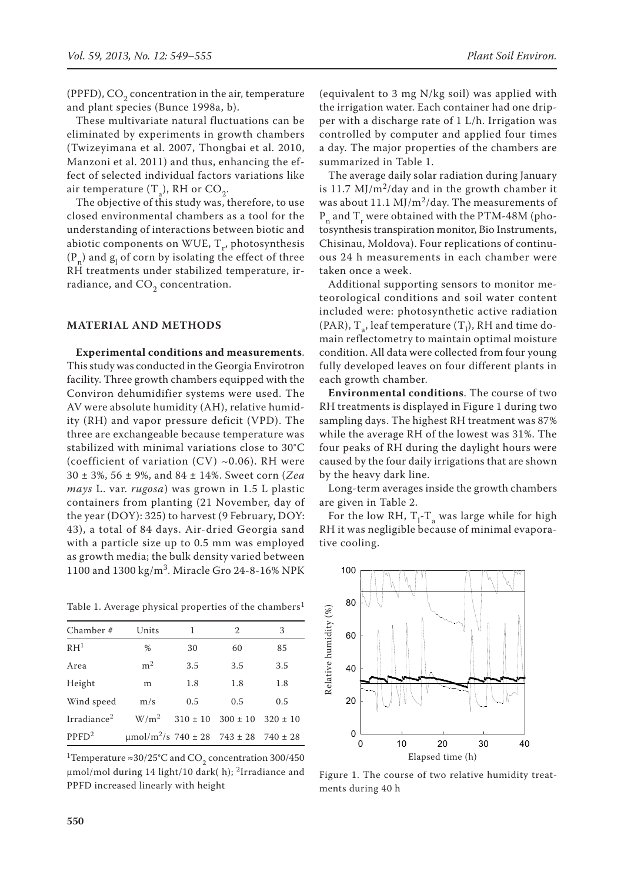(PPFD), $CO_2$ concentration in the air, temperature and plant species (Bunce 1998a, b).

These multivariate natural fluctuations can be eliminated by experiments in growth chambers (Twizeyimana et al. 2007, Thongbai et al. 2010, Manzoni et al. 2011) and thus, enhancing the effect of selected individual factors variations like air temperature ($T_a$), RH or $CO_2$.

The objective of this study was, therefore, to use closed environmental chambers as a tool for the understanding of interactions between biotic and abiotic components on WUE, $T_r$, photosynthesis ($P_n$) and $g_l$ of corn by isolating the effect of three RH treatments under stabilized temperature, irradiance, and $CO_2$ concentration.

## MATERIAL AND METHODS

**Experimental conditions and measurements**. This study was conducted in the Georgia Envirotron facility. Three growth chambers equipped with the Conviron dehumidifier systems were used. The AV were absolute humidity (AH), relative humidity (RH) and vapor pressure deficit (VPD). The three are exchangeable because temperature was stabilized with minimal variations close to 30°C (coefficient of variation (CV) ~0.06). RH were 30 ± 3%, 56 ± 9%, and 84 ± 14%. Sweet corn (*Zea mays* L. var. *rugosa*) was grown in 1.5 L plastic containers from planting (21 November, day of the year (DOY): 325) to harvest (9 February, DOY: 43), a total of 84 days. Air-dried Georgia sand with a particle size up to 0.5 mm was employed as growth media; the bulk density varied between 1100 and 1300 kg/m$^3$. Miracle Gro 24-8-16% NPK (equivalent to 3 mg N/kg soil) was applied with the irrigation water. Each container had one dripper with a discharge rate of 1 L/h. Irrigation was controlled by computer and applied four times a day. The major properties of the chambers are summarized in Table 1.

Table 1. Average physical properties of the chambers[1]

| Chamber # | Units | 1 | 2 | 3 |
|---|---|---|---|---|
| RH[1] | % | 30 | 60 | 85 |
| Area | m$^2$ | 3.5 | 3.5 | 3.5 |
| Height | m | 1.8 | 1.8 | 1.8 |
| Wind speed | m/s | 0.5 | 0.5 | 0.5 |
| Irradiance[2] | W/m$^2$ | 310 ± 10 | 300 ± 10 | 320 ± 10 |
| PPFD[2] | µmol/m$^2$/s | 740 ± 28 | 743 ± 28 | 740 ± 28 |

[1]Temperature ≈30/25°C and $CO_2$ concentration 300/450 µmol/mol during 14 light/10 dark( h); [2]Irradiance and PPFD increased linearly with height

The average daily solar radiation during January is 11.7 MJ/m$^2$/day and in the growth chamber it was about 11.1 MJ/m$^2$/day. The measurements of $P_n$ and $T_r$ were obtained with the PTM-48M (photosynthesis transpiration monitor, Bio Instruments, Chisinau, Moldova). Four replications of continuous 24 h measurements in each chamber were taken once a week.

Additional supporting sensors to monitor meteorological conditions and soil water content included were: photosynthetic active radiation (PAR), $T_a$, leaf temperature ($T_l$), RH and time domain reflectometry to maintain optimal moisture condition. All data were collected from four young fully developed leaves on four different plants in each growth chamber.

**Environmental conditions**. The course of two RH treatments is displayed in Figure 1 during two sampling days. The highest RH treatment was 87% while the average RH of the lowest was 31%. The four peaks of RH during the daylight hours were caused by the four daily irrigations that are shown by the heavy dark line.

Long-term averages inside the growth chambers are given in Table 2.

For the low RH, $T_l$-$T_a$ was large while for high RH it was negligible because of minimal evaporative cooling.

Figure 1. The course of two relative humidity treatments during 40 h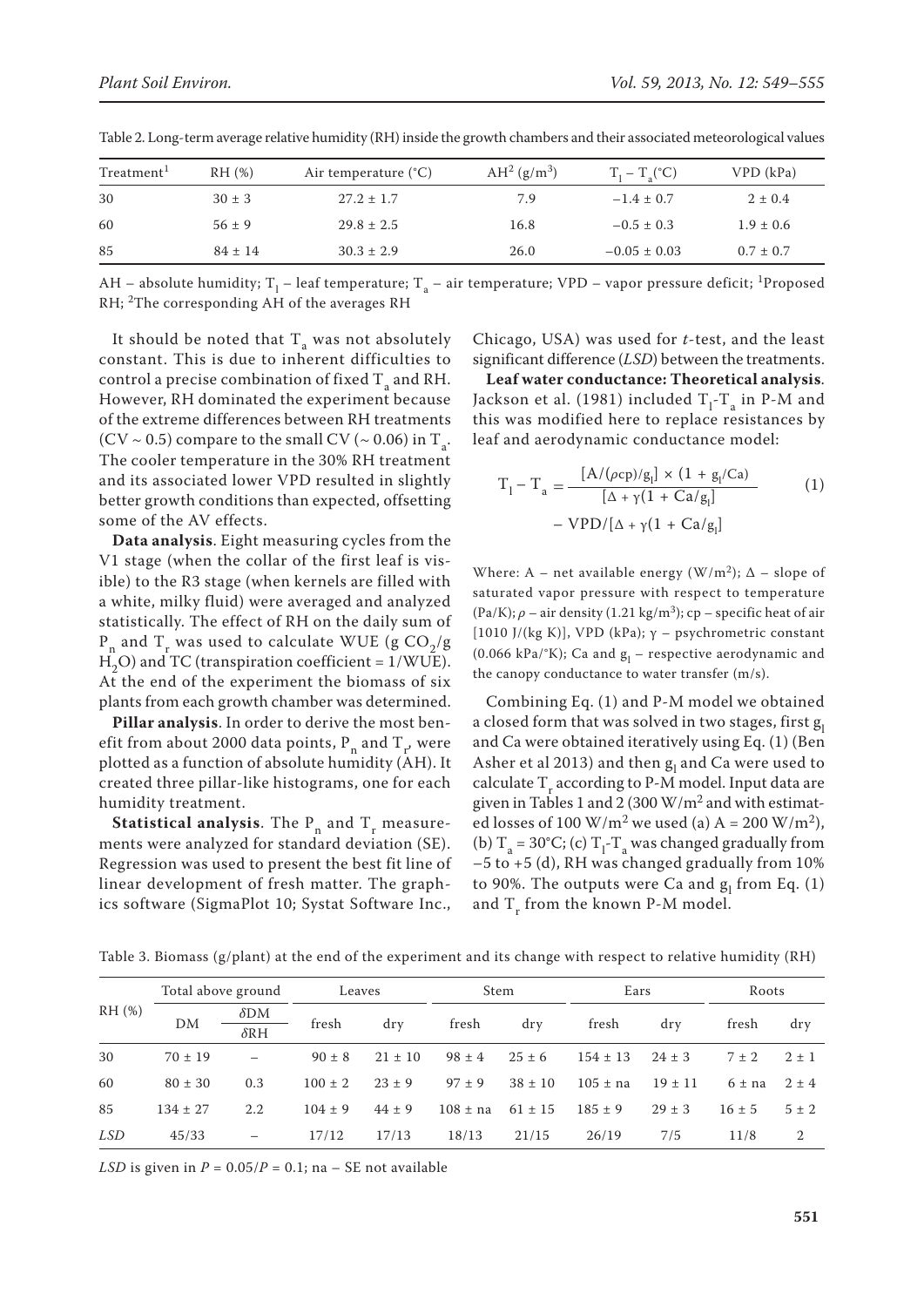Table 2. Long-term average relative humidity (RH) inside the growth chambers and their associated meteorological values

| Treatment[1] | RH (%) | Air temperature (°C) | AH[2] ($g/m^3$) | $T_l - T_a$(°C) | VPD (kPa) |
|---|---|---|---|---|---|
| 30 | 30 ± 3 | 27.2 ± 1.7 | 7.9 | −1.4 ± 0.7 | 2 ± 0.4 |
| 60 | 56 ± 9 | 29.8 ± 2.5 | 16.8 | −0.5 ± 0.3 | 1.9 ± 0.6 |
| 85 | 84 ± 14 | 30.3 ± 2.9 | 26.0 | −0.05 ± 0.03 | 0.7 ± 0.7 |

AH – absolute humidity; $T_l$ – leaf temperature; $T_a$ – air temperature; VPD – vapor pressure deficit; [1]Proposed RH; [2]The corresponding AH of the averages RH

It should be noted that $T_a$ was not absolutely constant. This is due to inherent difficulties to control a precise combination of fixed $T_a$ and RH. However, RH dominated the experiment because of the extreme differences between RH treatments (CV ~ 0.5) compare to the small CV (~ 0.06) in $T_a$. The cooler temperature in the 30% RH treatment and its associated lower VPD resulted in slightly better growth conditions than expected, offsetting some of the AV effects.

**Data analysis**. Eight measuring cycles from the V1 stage (when the collar of the first leaf is visible) to the R3 stage (when kernels are filled with a white, milky fluid) were averaged and analyzed statistically. The effect of RH on the daily sum of $P_n$ and $T_r$ was used to calculate WUE (g $CO_2$/g $H_2O$) and TC (transpiration coefficient = 1/WUE). At the end of the experiment the biomass of six plants from each growth chamber was determined.

**Pillar analysis**. In order to derive the most benefit from about 2000 data points, $P_n$ and $T_r$, were plotted as a function of absolute humidity (AH). It created three pillar-like histograms, one for each humidity treatment.

**Statistical analysis**. The $P_n$ and $T_r$ measurements were analyzed for standard deviation (SE). Regression was used to present the best fit line of linear development of fresh matter. The graphics software (SigmaPlot 10; Systat Software Inc., Chicago, USA) was used for *t*-test, and the least significant difference (*LSD*) between the treatments.

**Leaf water conductance: Theoretical analysis**. Jackson et al. (1981) included $T_l$-$T_a$ in P-M and this was modified here to replace resistances by leaf and aerodynamic conductance model:

$$T_l - T_a = \frac{[A/(\rho cp)/g_l] \times (1 + g_l/Ca)}{[\Delta + \gamma(1 + Ca/g_l]} - \text{VPD}/[\Delta + \gamma(1 + Ca/g_l] \quad (1)$$

Where: A – net available energy ($W/m^2$); $\Delta$ – slope of saturated vapor pressure with respect to temperature (Pa/K); $\rho$ – air density (1.21 $kg/m^3$); cp – specific heat of air [1010 J/(kg K)], VPD (kPa); $\gamma$ – psychrometric constant (0.066 kPa/°K); Ca and $g_l$ – respective aerodynamic and the canopy conductance to water transfer (m/s).

Combining Eq. (1) and P-M model we obtained a closed form that was solved in two stages, first $g_l$ and Ca were obtained iteratively using Eq. (1) (Ben Asher et al 2013) and then $g_l$ and Ca were used to calculate $T_r$ according to P-M model. Input data are given in Tables 1 and 2 (300 $W/m^2$ and with estimated losses of 100 $W/m^2$ we used (a) A = 200 $W/m^2$), (b) $T_a$ = 30°C; (c) $T_l$-$T_a$ was changed gradually from −5 to +5 (d), RH was changed gradually from 10% to 90%. The outputs were Ca and $g_l$ from Eq. (1) and $T_r$ from the known P-M model.

Table 3. Biomass (g/plant) at the end of the experiment and its change with respect to relative humidity (RH)

| RH (%) | Total above ground | | Leaves | | Stem | | Ears | | Roots | |
|---|---|---|---|---|---|---|---|---|---|---|
| | DM | $\delta$DM/$\delta$RH | fresh | dry | fresh | dry | fresh | dry | fresh | dry |
| 30 | 70 ± 19 | – | 90 ± 8 | 21 ± 10 | 98 ± 4 | 25 ± 6 | 154 ± 13 | 24 ± 3 | 7 ± 2 | 2 ± 1 |
| 60 | 80 ± 30 | 0.3 | 100 ± 2 | 23 ± 9 | 97 ± 9 | 38 ± 10 | 105 ± na | 19 ± 11 | 6 ± na | 2 ± 4 |
| 85 | 134 ± 27 | 2.2 | 104 ± 9 | 44 ± 9 | 108 ± na | 61 ± 15 | 185 ± 9 | 29 ± 3 | 16 ± 5 | 5 ± 2 |
| *LSD* | 45/33 | – | 17/12 | 17/13 | 18/13 | 21/15 | 26/19 | 7/5 | 11/8 | 2 |

*LSD* is given in *P* = 0.05/*P* = 0.1; na – SE not available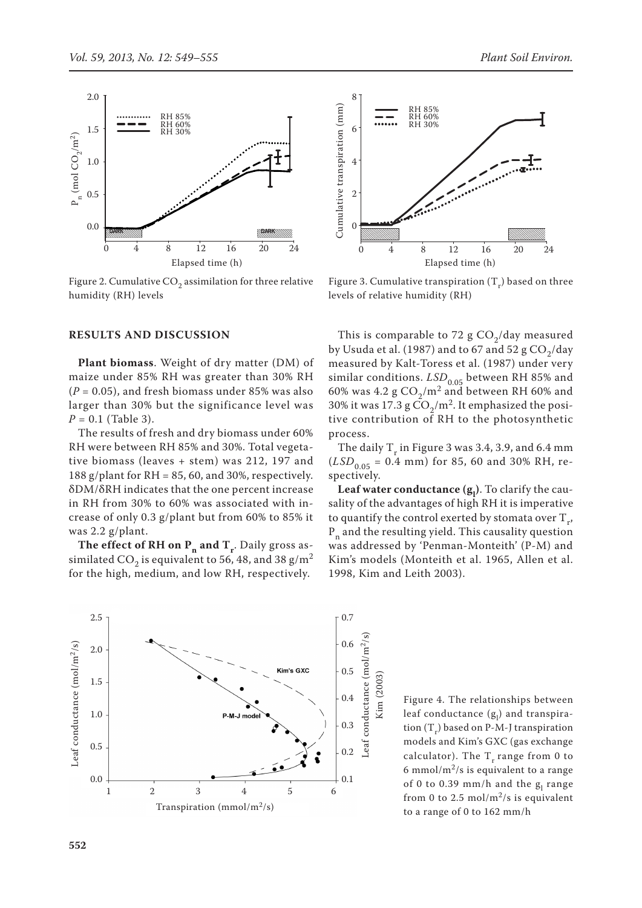Figure 2. Cumulative $CO_2$ assimilation for three relative humidity (RH) levels

Figure 3. Cumulative transpiration ($T_r$) based on three levels of relative humidity (RH)

## RESULTS AND DISCUSSION

**Plant biomass**. Weight of dry matter (DM) of maize under 85% RH was greater than 30% RH ($P = 0.05$), and fresh biomass under 85% was also larger than 30% but the significance level was $P = 0.1$ (Table 3).

The results of fresh and dry biomass under 60% RH were between RH 85% and 30%. Total vegetative biomass (leaves + stem) was 212, 197 and 188 g/plant for RH = 85, 60, and 30%, respectively. $\delta DM/\delta RH$ indicates that the one percent increase in RH from 30% to 60% was associated with increase of only 0.3 g/plant but from 60% to 85% it was 2.2 g/plant.

**The effect of RH on $P_n$ and $T_r$**. Daily gross assimilated $CO_2$ is equivalent to 56, 48, and 38 g/m$^2$ for the high, medium, and low RH, respectively. This is comparable to 72 g $CO_2$/day measured by Usuda et al. (1987) and to 67 and 52 g $CO_2$/day measured by Kalt-Toress et al. (1987) under very similar conditions. $LSD_{0.05}$ between RH 85% and 60% was 4.2 g $CO_2$/m$^2$ and between RH 60% and 30% it was 17.3 g $CO_2$/m$^2$. It emphasized the positive contribution of RH to the photosynthetic process.

The daily $T_r$ in Figure 3 was 3.4, 3.9, and 6.4 mm ($LSD_{0.05}$ = 0.4 mm) for 85, 60 and 30% RH, respectively.

**Leaf water conductance ($g_l$)**. To clarify the causality of the advantages of high RH it is imperative to quantify the control exerted by stomata over $T_r$, $P_n$ and the resulting yield. This causality question was addressed by 'Penman-Monteith' (P-M) and Kim's models (Monteith et al. 1965, Allen et al. 1998, Kim and Leith 2003).

Figure 4. The relationships between leaf conductance ($g_l$) and transpiration ($T_r$) based on P-M-J transpiration models and Kim's GXC (gas exchange calculator). The $T_r$ range from 0 to 6 mmol/m$^2$/s is equivalent to a range of 0 to 0.39 mm/h and the $g_l$ range from 0 to 2.5 mol/m$^2$/s is equivalent to a range of 0 to 162 mm/h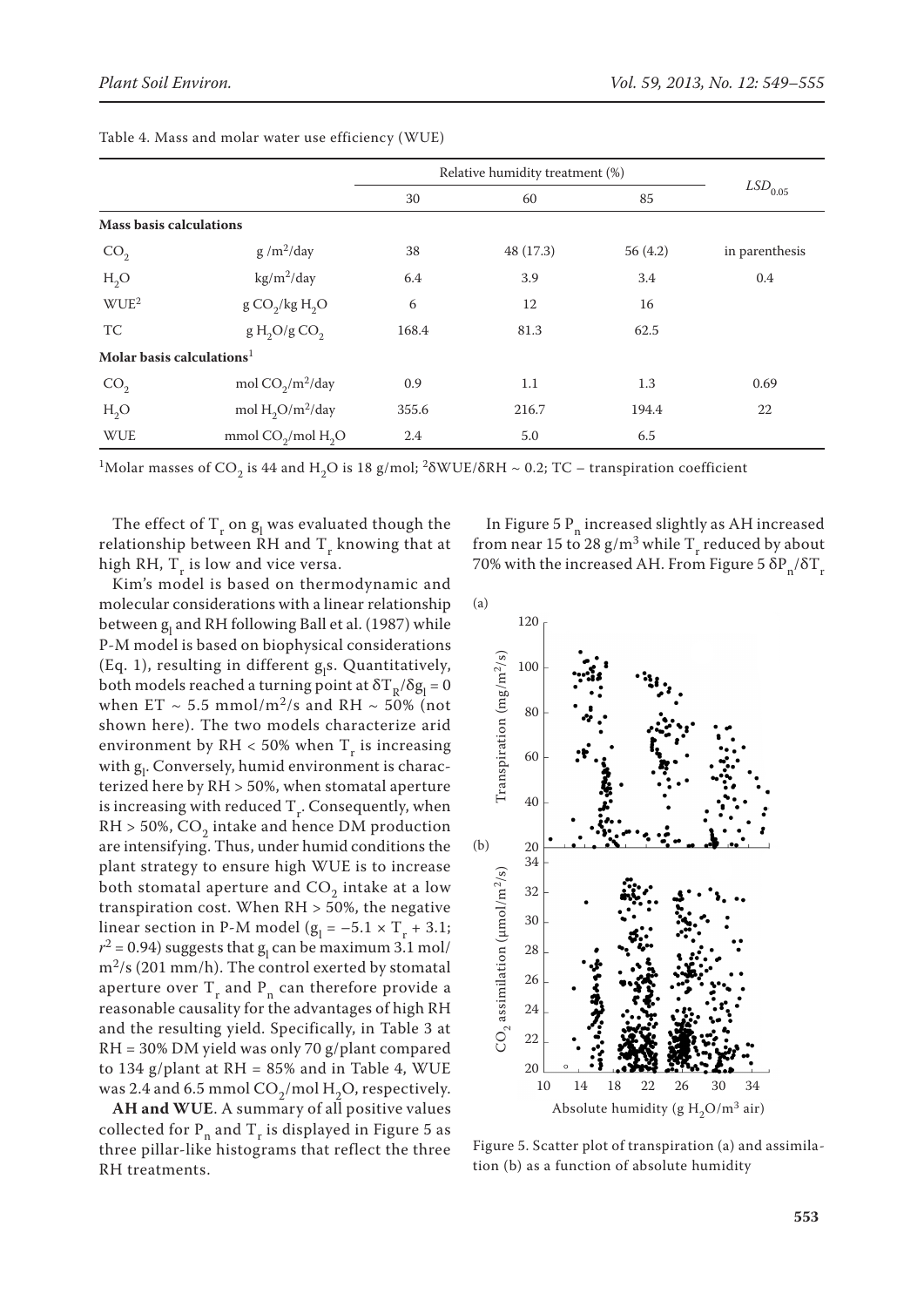Table 4. Mass and molar water use efficiency (WUE)

| | | Relative humidity treatment (%) | | | $LSD_{0.05}$ |
|---|---|---|---|---|---|
| | | 30 | 60 | 85 | |
| **Mass basis calculations** | | | | | |
| $CO_2$ | $g/m^2/day$ | 38 | 48 (17.3) | 56 (4.2) | in parenthesis |
| $H_2O$ | $kg/m^2/day$ | 6.4 | 3.9 | 3.4 | 0.4 |
| $WUE^2$ | $g\ CO_2/kg\ H_2O$ | 6 | 12 | 16 | |
| TC | $g\ H_2O/g\ CO_2$ | 168.4 | 81.3 | 62.5 | |
| **Molar basis calculations**[1] | | | | | |
| $CO_2$ | $mol\ CO_2/m^2/day$ | 0.9 | 1.1 | 1.3 | 0.69 |
| $H_2O$ | $mol\ H_2O/m^2/day$ | 355.6 | 216.7 | 194.4 | 22 |
| WUE | $mmol\ CO_2/mol\ H_2O$ | 2.4 | 5.0 | 6.5 | |

[1]Molar masses of $CO_2$ is 44 and $H_2O$ is 18 g/mol; [2]$\delta WUE/\delta RH \sim 0.2$; TC – transpiration coefficient

The effect of $T_r$ on $g_l$ was evaluated though the relationship between RH and $T_r$ knowing that at high RH, $T_r$ is low and vice versa.

Kim's model is based on thermodynamic and molecular considerations with a linear relationship between $g_l$ and RH following Ball et al. (1987) while P-M model is based on biophysical considerations (Eq. 1), resulting in different $g_l$s. Quantitatively, both models reached a turning point at $\delta T_R/\delta g_l = 0$ when ET ~ 5.5 mmol/m²/s and RH ~ 50% (not shown here). The two models characterize arid environment by RH < 50% when $T_r$ is increasing with $g_l$. Conversely, humid environment is characterized here by RH > 50%, when stomatal aperture is increasing with reduced $T_r$. Consequently, when RH > 50%, $CO_2$ intake and hence DM production are intensifying. Thus, under humid conditions the plant strategy to ensure high WUE is to increase both stomatal aperture and $CO_2$ intake at a low transpiration cost. When RH > 50%, the negative linear section in P-M model ($g_l = -5.1 \times T_r + 3.1$; $r^2 = 0.94$) suggests that $g_l$ can be maximum 3.1 mol/m²/s (201 mm/h). The control exerted by stomatal aperture over $T_r$ and $P_n$ can therefore provide a reasonable causality for the advantages of high RH and the resulting yield. Specifically, in Table 3 at RH = 30% DM yield was only 70 g/plant compared to 134 g/plant at RH = 85% and in Table 4, WUE was 2.4 and 6.5 mmol $CO_2$/mol $H_2O$, respectively.

**AH and WUE**. A summary of all positive values collected for $P_n$ and $T_r$ is displayed in Figure 5 as three pillar-like histograms that reflect the three RH treatments.

In Figure 5 $P_n$ increased slightly as AH increased from near 15 to 28 g/m³ while $T_r$ reduced by about 70% with the increased AH. From Figure 5 $\delta P_n/\delta T_r$

Figure 5. Scatter plot of transpiration (a) and assimilation (b) as a function of absolute humidity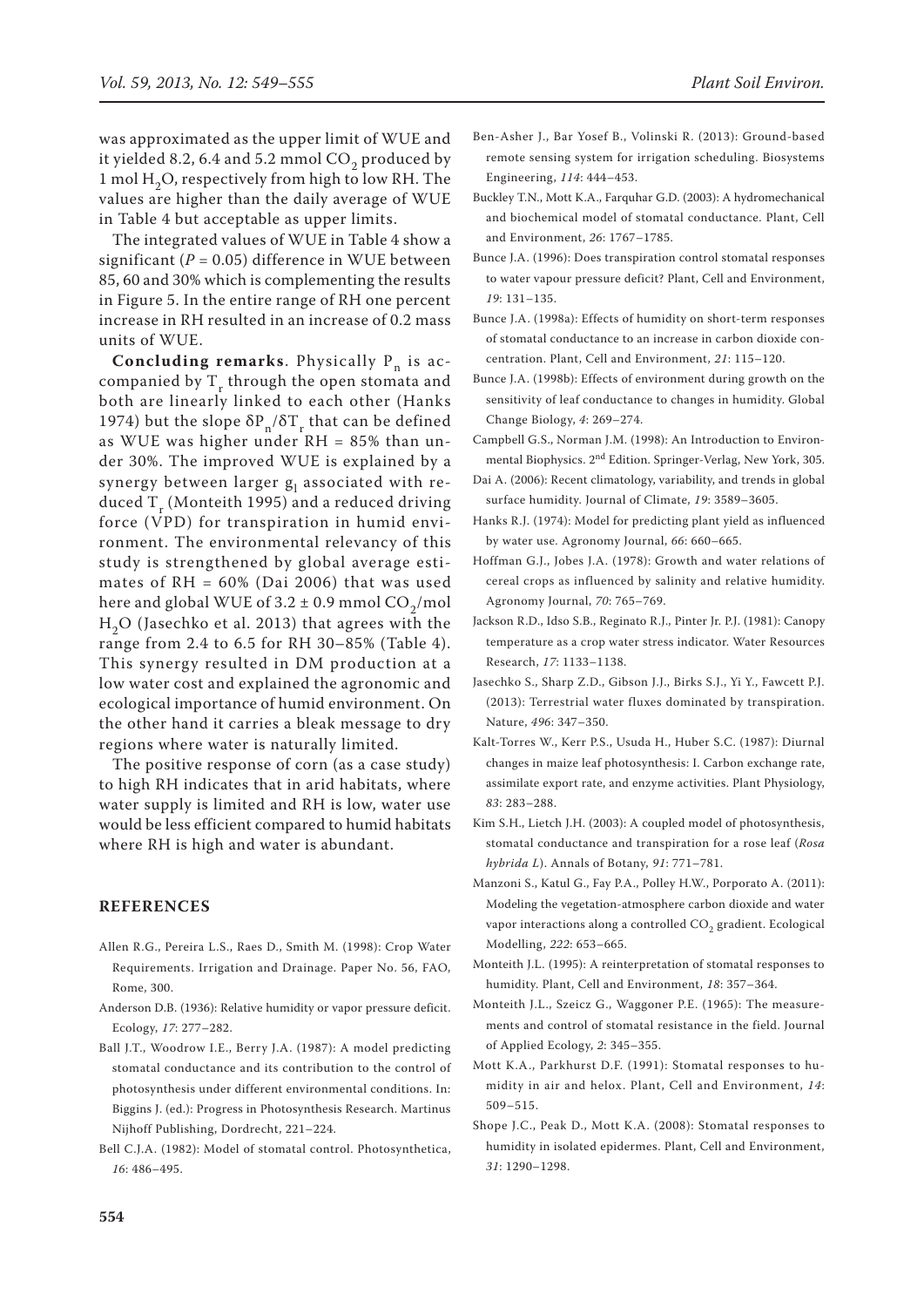was approximated as the upper limit of WUE and it yielded 8.2, 6.4 and 5.2 mmol $CO_2$ produced by 1 mol $H_2O$, respectively from high to low RH. The values are higher than the daily average of WUE in Table 4 but acceptable as upper limits.

The integrated values of WUE in Table 4 show a significant ($P = 0.05$) difference in WUE between 85, 60 and 30% which is complementing the results in Figure 5. In the entire range of RH one percent increase in RH resulted in an increase of 0.2 mass units of WUE.

**Concluding remarks**. Physically $P_n$ is accompanied by $T_r$ through the open stomata and both are linearly linked to each other (Hanks 1974) but the slope $\delta P_n/\delta T_r$ that can be defined as WUE was higher under RH = 85% than under 30%. The improved WUE is explained by a synergy between larger $g_l$ associated with reduced $T_r$ (Monteith 1995) and a reduced driving force (VPD) for transpiration in humid environment. The environmental relevancy of this study is strengthened by global average estimates of RH = 60% (Dai 2006) that was used here and global WUE of 3.2 ± 0.9 mmol $CO_2$/mol $H_2O$ (Jasechko et al. 2013) that agrees with the range from 2.4 to 6.5 for RH 30–85% (Table 4). This synergy resulted in DM production at a low water cost and explained the agronomic and ecological importance of humid environment. On the other hand it carries a bleak message to dry regions where water is naturally limited.

The positive response of corn (as a case study) to high RH indicates that in arid habitats, where water supply is limited and RH is low, water use would be less efficient compared to humid habitats where RH is high and water is abundant.

## REFERENCES

Allen R.G., Pereira L.S., Raes D., Smith M. (1998): Crop Water Requirements. Irrigation and Drainage. Paper No. 56, FAO, Rome, 300.

Anderson D.B. (1936): Relative humidity or vapor pressure deficit. Ecology, *17*: 277–282.

Ball J.T., Woodrow I.E., Berry J.A. (1987): A model predicting stomatal conductance and its contribution to the control of photosynthesis under different environmental conditions. In: Biggins J. (ed.): Progress in Photosynthesis Research. Martinus Nijhoff Publishing, Dordrecht, 221–224.

Bell C.J.A. (1982): Model of stomatal control. Photosynthetica, *16*: 486–495.

Ben-Asher J., Bar Yosef B., Volinski R. (2013): Ground-based remote sensing system for irrigation scheduling. Biosystems Engineering, *114*: 444–453.

Buckley T.N., Mott K.A., Farquhar G.D. (2003): A hydromechanical and biochemical model of stomatal conductance. Plant, Cell and Environment, *26*: 1767–1785.

Bunce J.A. (1996): Does transpiration control stomatal responses to water vapour pressure deficit? Plant, Cell and Environment, *19*: 131–135.

Bunce J.A. (1998a): Effects of humidity on short-term responses of stomatal conductance to an increase in carbon dioxide concentration. Plant, Cell and Environment, *21*: 115–120.

Bunce J.A. (1998b): Effects of environment during growth on the sensitivity of leaf conductance to changes in humidity. Global Change Biology, *4*: 269–274.

Campbell G.S., Norman J.M. (1998): An Introduction to Environmental Biophysics. 2nd Edition. Springer-Verlag, New York, 305.

Dai A. (2006): Recent climatology, variability, and trends in global surface humidity. Journal of Climate, *19*: 3589–3605.

Hanks R.J. (1974): Model for predicting plant yield as influenced by water use. Agronomy Journal, *66*: 660–665.

Hoffman G.J., Jobes J.A. (1978): Growth and water relations of cereal crops as influenced by salinity and relative humidity. Agronomy Journal, *70*: 765–769.

Jackson R.D., Idso S.B., Reginato R.J., Pinter Jr. P.J. (1981): Canopy temperature as a crop water stress indicator. Water Resources Research, *17*: 1133–1138.

Jasechko S., Sharp Z.D., Gibson J.J., Birks S.J., Yi Y., Fawcett P.J. (2013): Terrestrial water fluxes dominated by transpiration. Nature, *496*: 347–350.

Kalt-Torres W., Kerr P.S., Usuda H., Huber S.C. (1987): Diurnal changes in maize leaf photosynthesis: I. Carbon exchange rate, assimilate export rate, and enzyme activities. Plant Physiology, *83*: 283–288.

Kim S.H., Lietch J.H. (2003): A coupled model of photosynthesis, stomatal conductance and transpiration for a rose leaf (*Rosa hybrida L*). Annals of Botany, *91*: 771–781.

Manzoni S., Katul G., Fay P.A., Polley H.W., Porporato A. (2011): Modeling the vegetation-atmosphere carbon dioxide and water vapor interactions along a controlled $CO_2$ gradient. Ecological Modelling, *222*: 653–665.

Monteith J.L. (1995): A reinterpretation of stomatal responses to humidity. Plant, Cell and Environment, *18*: 357–364.

Monteith J.L., Szeicz G., Waggoner P.E. (1965): The measurements and control of stomatal resistance in the field. Journal of Applied Ecology, *2*: 345–355.

Mott K.A., Parkhurst D.F. (1991): Stomatal responses to humidity in air and helox. Plant, Cell and Environment, *14*: 509–515.

Shope J.C., Peak D., Mott K.A. (2008): Stomatal responses to humidity in isolated epidermes. Plant, Cell and Environment, *31*: 1290–1298.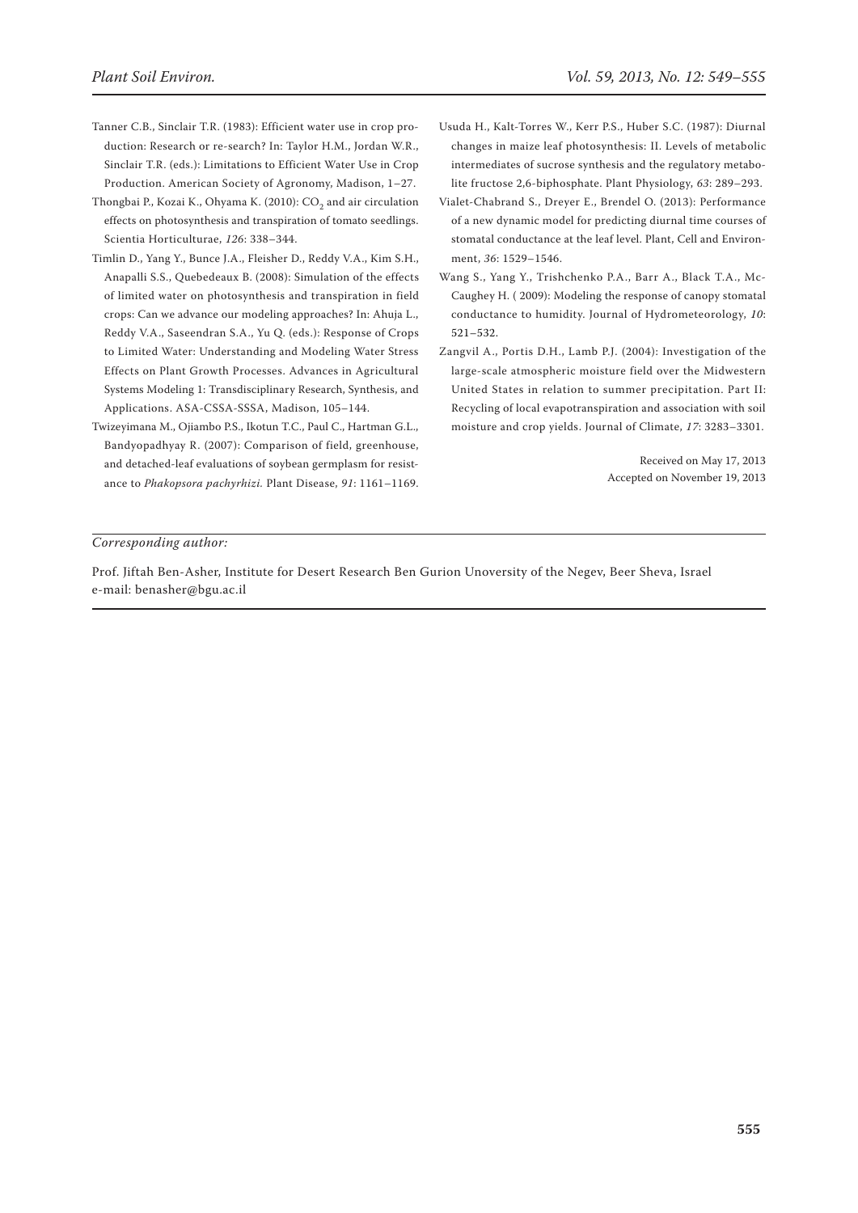Tanner C.B., Sinclair T.R. (1983): Efficient water use in crop production: Research or re-search? In: Taylor H.M., Jordan W.R., Sinclair T.R. (eds.): Limitations to Efficient Water Use in Crop Production. American Society of Agronomy, Madison, 1–27.

Thongbai P., Kozai K., Ohyama K. (2010): $CO_2$ and air circulation effects on photosynthesis and transpiration of tomato seedlings. Scientia Horticulturae, *126*: 338–344.

Timlin D., Yang Y., Bunce J.A., Fleisher D., Reddy V.A., Kim S.H., Anapalli S.S., Quebedeaux B. (2008): Simulation of the effects of limited water on photosynthesis and transpiration in field crops: Can we advance our modeling approaches? In: Ahuja L., Reddy V.A., Saseendran S.A., Yu Q. (eds.): Response of Crops to Limited Water: Understanding and Modeling Water Stress Effects on Plant Growth Processes. Advances in Agricultural Systems Modeling 1: Transdisciplinary Research, Synthesis, and Applications. ASA-CSSA-SSSA, Madison, 105–144.

Twizeyimana M., Ojiambo P.S., Ikotun T.C., Paul C., Hartman G.L., Bandyopadhyay R. (2007): Comparison of field, greenhouse, and detached-leaf evaluations of soybean germplasm for resistance to *Phakopsora pachyrhizi*. Plant Disease, *91*: 1161–1169.

Usuda H., Kalt-Torres W., Kerr P.S., Huber S.C. (1987): Diurnal changes in maize leaf photosynthesis: II. Levels of metabolic intermediates of sucrose synthesis and the regulatory metabolite fructose 2,6-biphosphate. Plant Physiology, *63*: 289–293.

Vialet-Chabrand S., Dreyer E., Brendel O. (2013): Performance of a new dynamic model for predicting diurnal time courses of stomatal conductance at the leaf level. Plant, Cell and Environment, *36*: 1529–1546.

Wang S., Yang Y., Trishchenko P.A., Barr A., Black T.A., Mc-Caughey H. ( 2009): Modeling the response of canopy stomatal conductance to humidity. Journal of Hydrometeorology, *10*: 521–532.

Zangvil A., Portis D.H., Lamb P.J. (2004): Investigation of the large-scale atmospheric moisture field over the Midwestern United States in relation to summer precipitation. Part II: Recycling of local evapotranspiration and association with soil moisture and crop yields. Journal of Climate, *17*: 3283–3301.

Received on May 17, 2013
Accepted on November 19, 2013

*Corresponding author:*

Prof. Jiftah Ben-Asher, Institute for Desert Research Ben Gurion Unoversity of the Negev, Beer Sheva, Israel
e-mail: benasher@bgu.ac.il